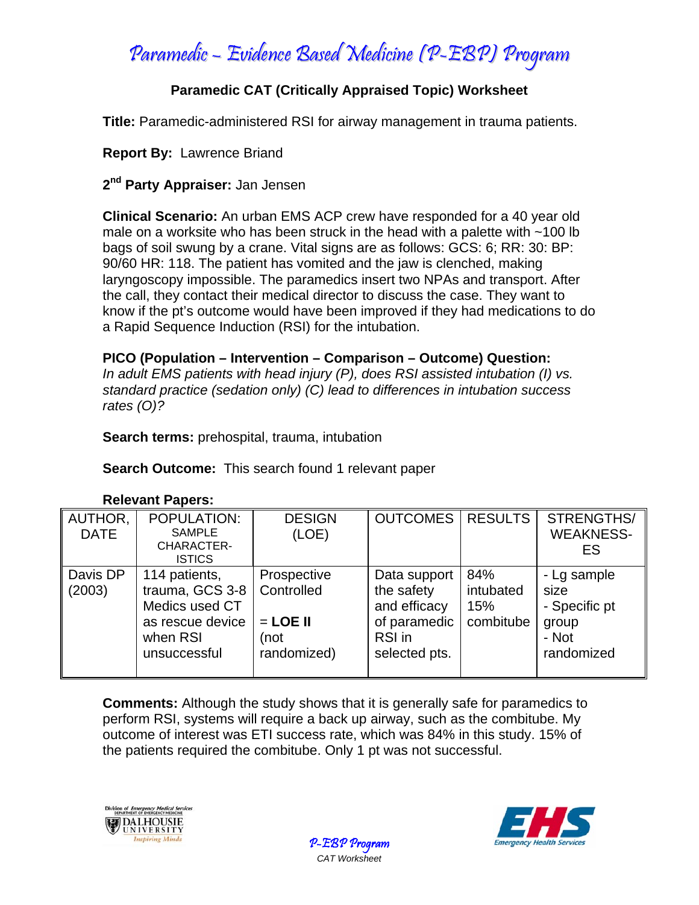# Paramedic – Evidence Based Medicine (P-EBP) Program

## Paramedic CAT (Critically Appraised Topic) Worksheet

**Title:** Paramedic-administered RSI for airway management in trauma patients.

**Report By:** Lawrence Briand

**2nd Party Appraiser:** Jan Jensen

**Clinical Scenario:** An urban EMS ACP crew have responded for a 40 year old male on a worksite who has been struck in the head with a palette with ~100 lb bags of soil swung by a crane. Vital signs are as follows: GCS: 6; RR: 30: BP: 90/60 HR: 118. The patient has vomited and the jaw is clenched, making laryngoscopy impossible. The paramedics insert two NPAs and transport. After the call, they contact their medical director to discuss the case. They want to know if the pt's outcome would have been improved if they had medications to do a Rapid Sequence Induction (RSI) for the intubation.

**PICO (Population – Intervention – Comparison – Outcome) Question:**
*In adult EMS patients with head injury (P), does RSI assisted intubation (I) vs. standard practice (sedation only) (C) lead to differences in intubation success rates (O)?*

**Search terms:** prehospital, trauma, intubation

**Search Outcome:** This search found 1 relevant paper

**Relevant Papers:**

| AUTHOR, DATE | POPULATION: SAMPLE CHARACTER-ISTICS | DESIGN (LOE) | OUTCOMES | RESULTS | STRENGTHS/ WEAKNESS-ES |
|---|---|---|---|---|---|
| Davis DP (2003) | 114 patients, trauma, GCS 3-8 Medics used CT as rescue device when RSI unsuccessful | Prospective Controlled<br><br>= **LOE II** (not randomized) | Data support the safety and efficacy of paramedic RSI in selected pts. | 84% intubated 15% combitube | - Lg sample size<br>- Specific pt group<br>- Not randomized |

**Comments:** Although the study shows that it is generally safe for paramedics to perform RSI, systems will require a back up airway, such as the combitube. My outcome of interest was ETI success rate, which was 84% in this study. 15% of the patients required the combitube. Only 1 pt was not successful.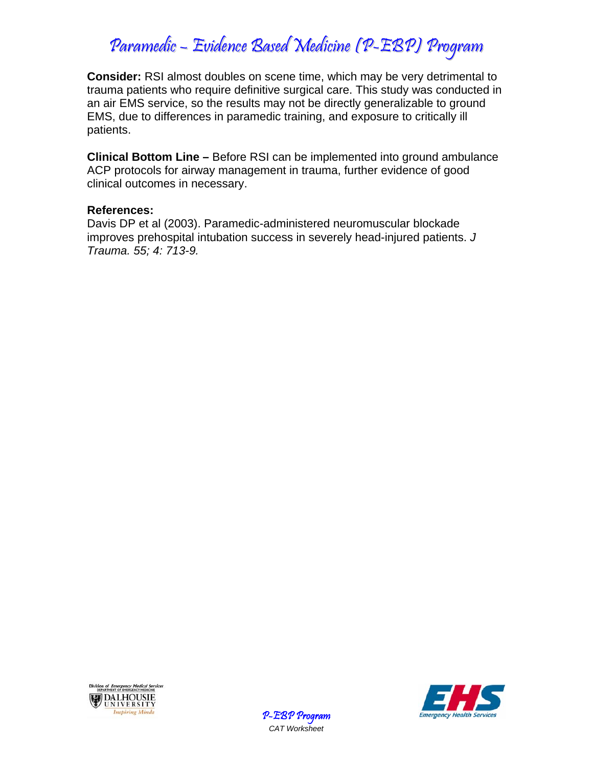**Consider:** RSI almost doubles on scene time, which may be very detrimental to trauma patients who require definitive surgical care. This study was conducted in an air EMS service, so the results may not be directly generalizable to ground EMS, due to differences in paramedic training, and exposure to critically ill patients.

**Clinical Bottom Line –** Before RSI can be implemented into ground ambulance ACP protocols for airway management in trauma, further evidence of good clinical outcomes in necessary.

**References:**

Davis DP et al (2003). Paramedic-administered neuromuscular blockade improves prehospital intubation success in severely head-injured patients. *J Trauma. 55; 4: 713-9.*